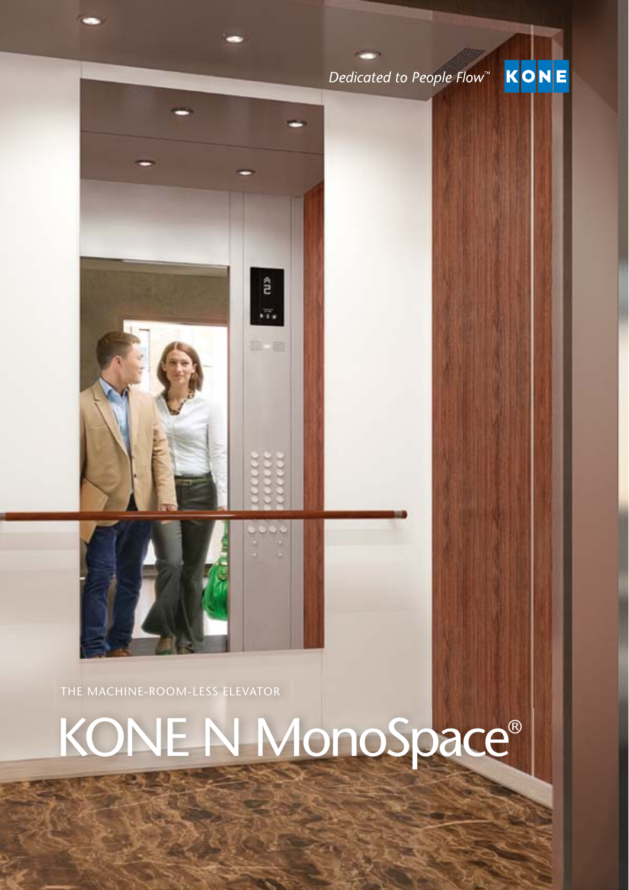*Dedicated to People Flow™*

KONE

THE MACHINE-ROOM-LESS ELEVATOR

# KONE N MonoSpace®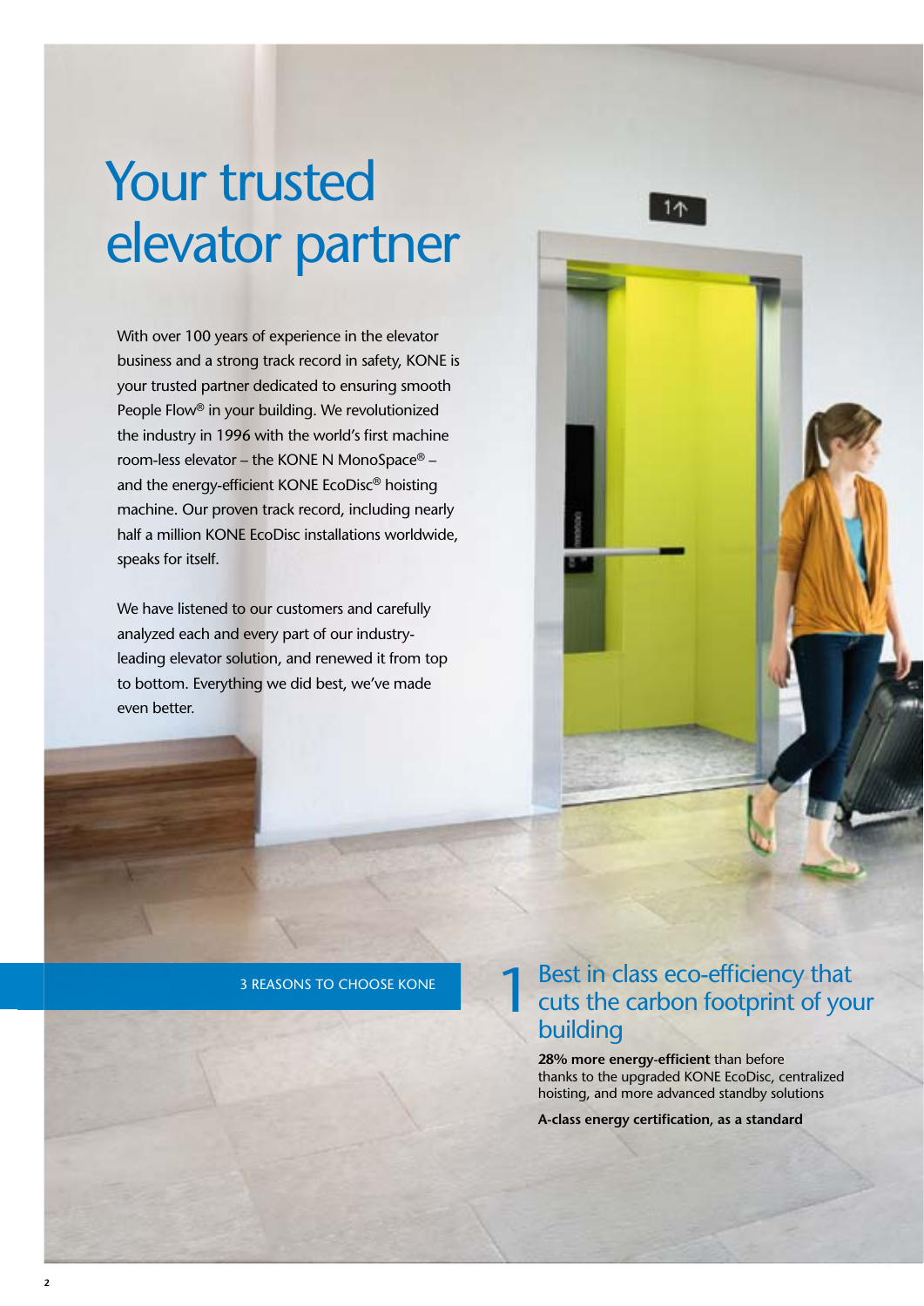# Your trusted elevator partner

With over 100 years of experience in the elevator business and a strong track record in safety, KONE is your trusted partner dedicated to ensuring smooth People Flow® in your building. We revolutionized the industry in 1996 with the world's first machine room-less elevator – the KONE N MonoSpace® – and the energy-efficient KONE EcoDisc® hoisting machine. Our proven track record, including nearly half a million KONE EcoDisc installations worldwide, speaks for itself.

We have listened to our customers and carefully analyzed each and every part of our industry-leading elevator solution, and renewed it from top to bottom. Everything we did best, we've made even better.

3 REASONS TO CHOOSE KONE

## 1 Best in class eco-efficiency that cuts the carbon footprint of your building

**28% more energy-efficient** than before thanks to the upgraded KONE EcoDisc, centralized hoisting, and more advanced standby solutions

**A-class energy certification, as a standard**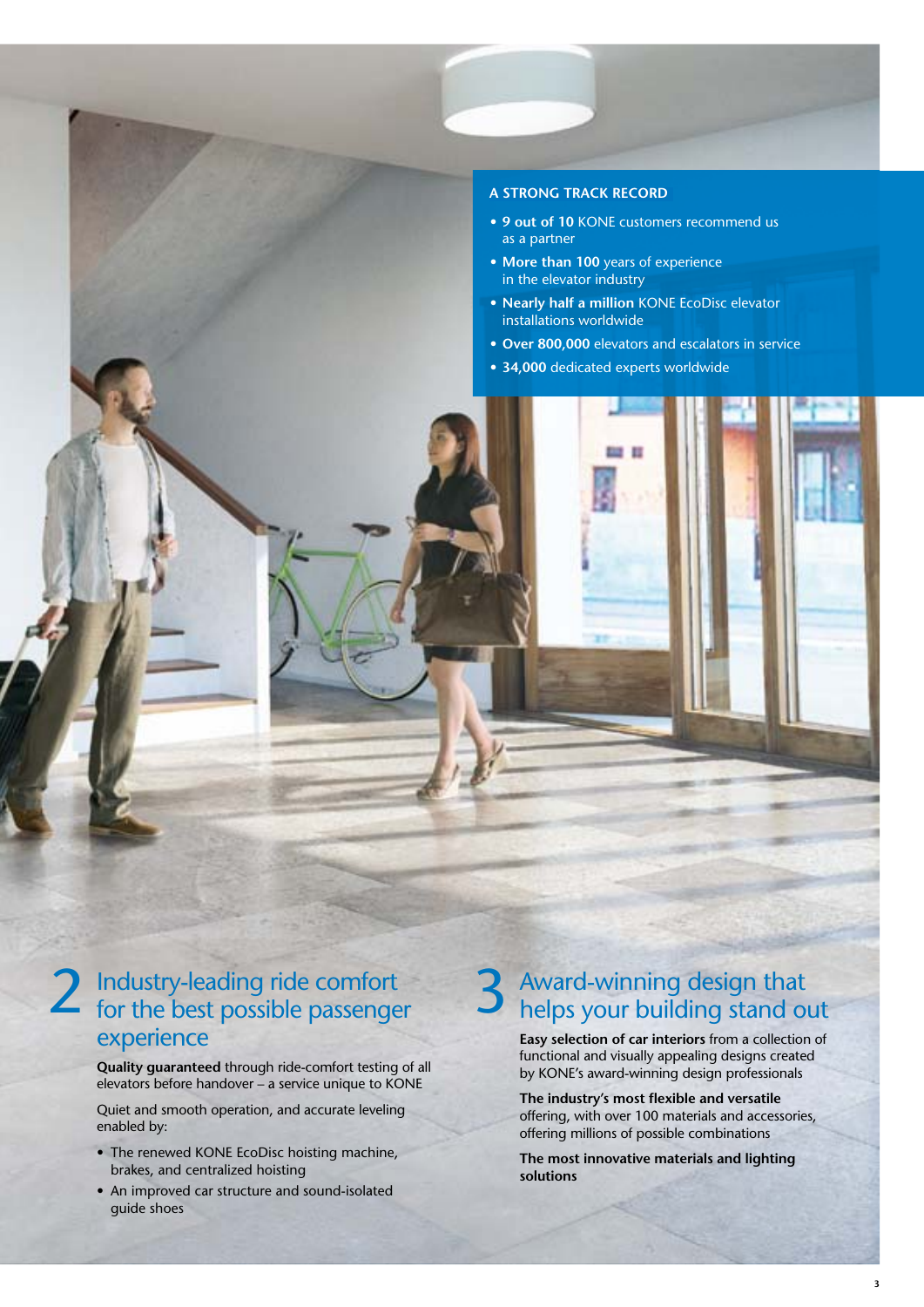### A STRONG TRACK RECORD

- **9 out of 10** KONE customers recommend us as a partner
- **More than 100** years of experience in the elevator industry
- **Nearly half a million** KONE EcoDisc elevator installations worldwide
- **Over 800,000** elevators and escalators in service
- **34,000** dedicated experts worldwide

## 2 Industry-leading ride comfort for the best possible passenger experience

**Quality guaranteed** through ride-comfort testing of all elevators before handover – a service unique to KONE

Quiet and smooth operation, and accurate leveling enabled by:

- The renewed KONE EcoDisc hoisting machine, brakes, and centralized hoisting
- An improved car structure and sound-isolated guide shoes

## 3 Award-winning design that helps your building stand out

**Easy selection of car interiors** from a collection of functional and visually appealing designs created by KONE's award-winning design professionals

**The industry's most flexible and versatile** offering, with over 100 materials and accessories, offering millions of possible combinations

**The most innovative materials and lighting solutions**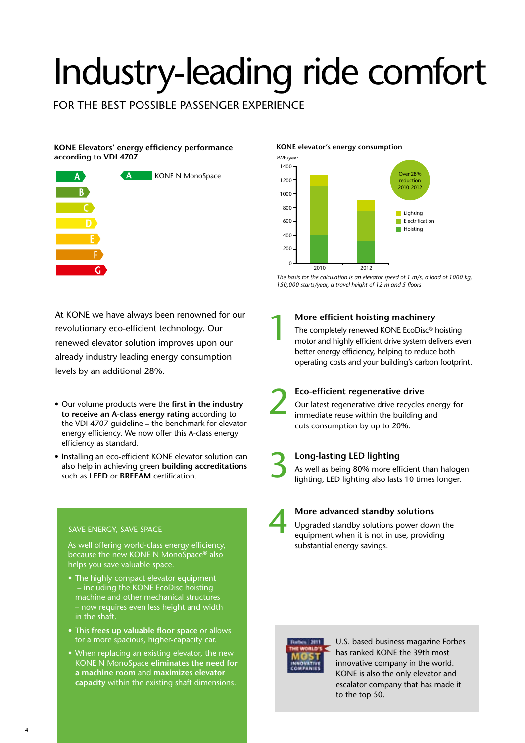# Industry-leading ride comfort

FOR THE BEST POSSIBLE PASSENGER EXPERIENCE

**KONE Elevators' energy efficiency performance according to VDI 4707**

A – KONE N MonoSpace

A
B
C
D
E
F
G

**KONE elevator's energy consumption**

kWh/year

Over 28% reduction 2010-2012

Lighting
Electrification
Hoisting

*The basis for the calculation is an elevator speed of 1 m/s, a load of 1000 kg, 150,000 starts/year, a travel height of 12 m and 5 floors*

At KONE we have always been renowned for our revolutionary eco-efficient technology. Our renewed elevator solution improves upon our already industry leading energy consumption levels by an additional 28%.

- Our volume products were the **first in the industry to receive an A-class energy rating** according to the VDI 4707 guideline – the benchmark for elevator energy efficiency. We now offer this A-class energy efficiency as standard.
- Installing an eco-efficient KONE elevator solution can also help in achieving green **building accreditations** such as **LEED** or **BREEAM** certification.

## SAVE ENERGY, SAVE SPACE

As well offering world-class energy efficiency, because the new KONE N MonoSpace® also helps you save valuable space.

- The highly compact elevator equipment – including the KONE EcoDisc hoisting machine and other mechanical structures – now requires even less height and width in the shaft.
- This **frees up valuable floor space** or allows for a more spacious, higher-capacity car.
- When replacing an existing elevator, the new KONE N MonoSpace **eliminates the need for a machine room** and **maximizes elevator capacity** within the existing shaft dimensions.

### 1 More efficient hoisting machinery

The completely renewed KONE EcoDisc® hoisting motor and highly efficient drive system delivers even better energy efficiency, helping to reduce both operating costs and your building's carbon footprint.

### 2 Eco-efficient regenerative drive

Our latest regenerative drive recycles energy for immediate reuse within the building and cuts consumption by up to 20%.

### 3 Long-lasting LED lighting

As well as being 80% more efficient than halogen lighting, LED lighting also lasts 10 times longer.

### 4 More advanced standby solutions

Upgraded standby solutions power down the equipment when it is not in use, providing substantial energy savings.

U.S. based business magazine Forbes has ranked KONE the 39th most innovative company in the world. KONE is also the only elevator and escalator company that has made it to the top 50.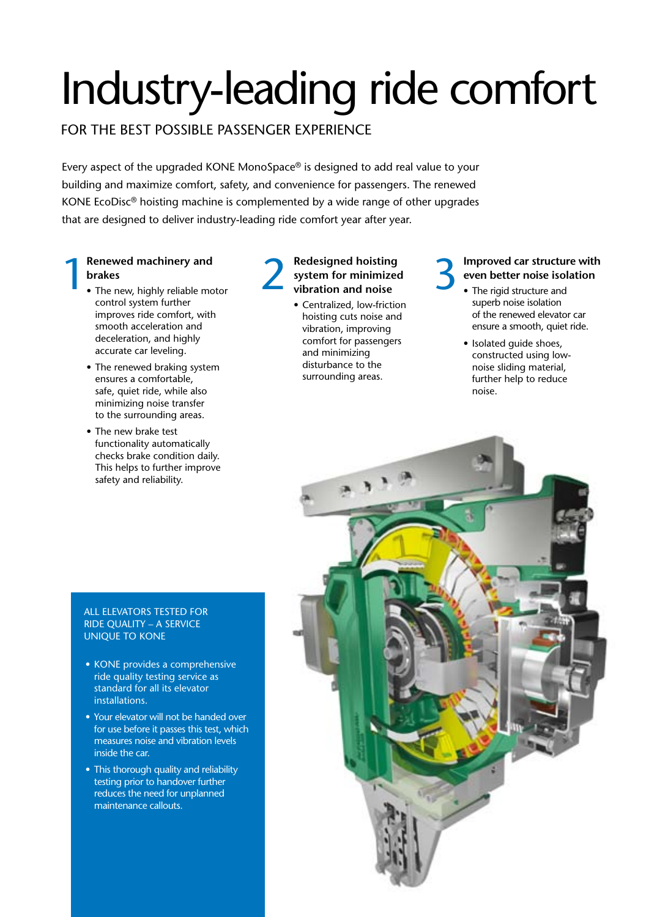# Industry-leading ride comfort

## FOR THE BEST POSSIBLE PASSENGER EXPERIENCE

Every aspect of the upgraded KONE MonoSpace® is designed to add real value to your building and maximize comfort, safety, and convenience for passengers. The renewed KONE EcoDisc® hoisting machine is complemented by a wide range of other upgrades that are designed to deliver industry-leading ride comfort year after year.

### 1 Renewed machinery and brakes

- The new, highly reliable motor control system further improves ride comfort, with smooth acceleration and deceleration, and highly accurate car leveling.
- The renewed braking system ensures a comfortable, safe, quiet ride, while also minimizing noise transfer to the surrounding areas.
- The new brake test functionality automatically checks brake condition daily. This helps to further improve safety and reliability.

### 2 Redesigned hoisting system for minimized vibration and noise

- Centralized, low-friction hoisting cuts noise and vibration, improving comfort for passengers and minimizing disturbance to the surrounding areas.

### 3 Improved car structure with even better noise isolation

- The rigid structure and superb noise isolation of the renewed elevator car ensure a smooth, quiet ride.
- Isolated guide shoes, constructed using low-noise sliding material, further help to reduce noise.

### ALL ELEVATORS TESTED FOR RIDE QUALITY – A SERVICE UNIQUE TO KONE

- KONE provides a comprehensive ride quality testing service as standard for all its elevator installations.
- Your elevator will not be handed over for use before it passes this test, which measures noise and vibration levels inside the car.
- This thorough quality and reliability testing prior to handover further reduces the need for unplanned maintenance callouts.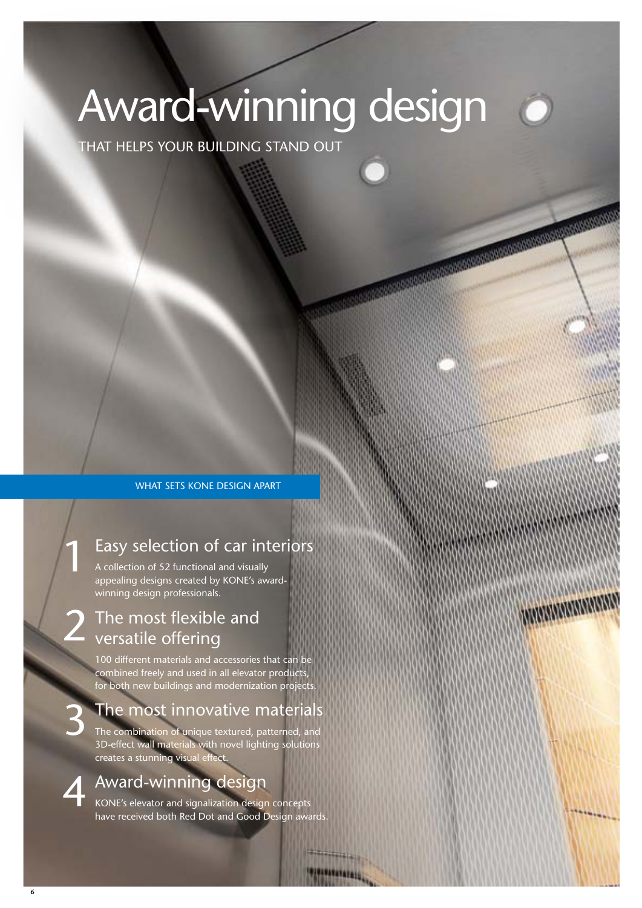# Award-winning design

THAT HELPS YOUR BUILDING STAND OUT

## WHAT SETS KONE DESIGN APART

### 1 Easy selection of car interiors

A collection of 52 functional and visually appealing designs created by KONE's award-winning design professionals.

### 2 The most flexible and versatile offering

100 different materials and accessories that can be combined freely and used in all elevator products, for both new buildings and modernization projects.

### 3 The most innovative materials

The combination of unique textured, patterned, and 3D-effect wall materials with novel lighting solutions creates a stunning visual effect.

### 4 Award-winning design

KONE's elevator and signalization design concepts have received both Red Dot and Good Design awards.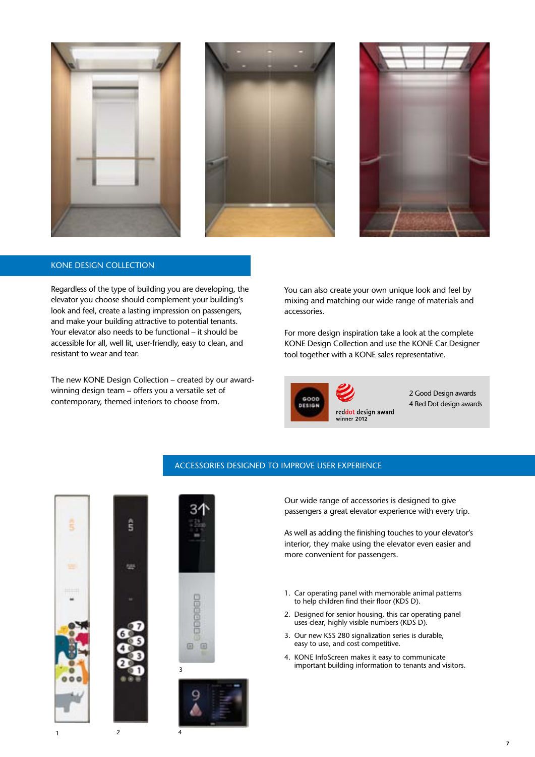## KONE DESIGN COLLECTION

Regardless of the type of building you are developing, the elevator you choose should complement your building's look and feel, create a lasting impression on passengers, and make your building attractive to potential tenants. Your elevator also needs to be functional – it should be accessible for all, well lit, user-friendly, easy to clean, and resistant to wear and tear.

The new KONE Design Collection – created by our award-winning design team – offers you a versatile set of contemporary, themed interiors to choose from.

You can also create your own unique look and feel by mixing and matching our wide range of materials and accessories.

For more design inspiration take a look at the complete KONE Design Collection and use the KONE Car Designer tool together with a KONE sales representative.

GOOD DESIGN

reddot design award winner 2012

2 Good Design awards
4 Red Dot design awards

## ACCESSORIES DESIGNED TO IMPROVE USER EXPERIENCE

Our wide range of accessories is designed to give passengers a great elevator experience with every trip.

As well as adding the finishing touches to your elevator's interior, they make using the elevator even easier and more convenient for passengers.

1. Car operating panel with memorable animal patterns to help children find their floor (KDS D).
2. Designed for senior housing, this car operating panel uses clear, highly visible numbers (KDS D).
3. Our new KSS 280 signalization series is durable, easy to use, and cost competitive.
4. KONE InfoScreen makes it easy to communicate important building information to tenants and visitors.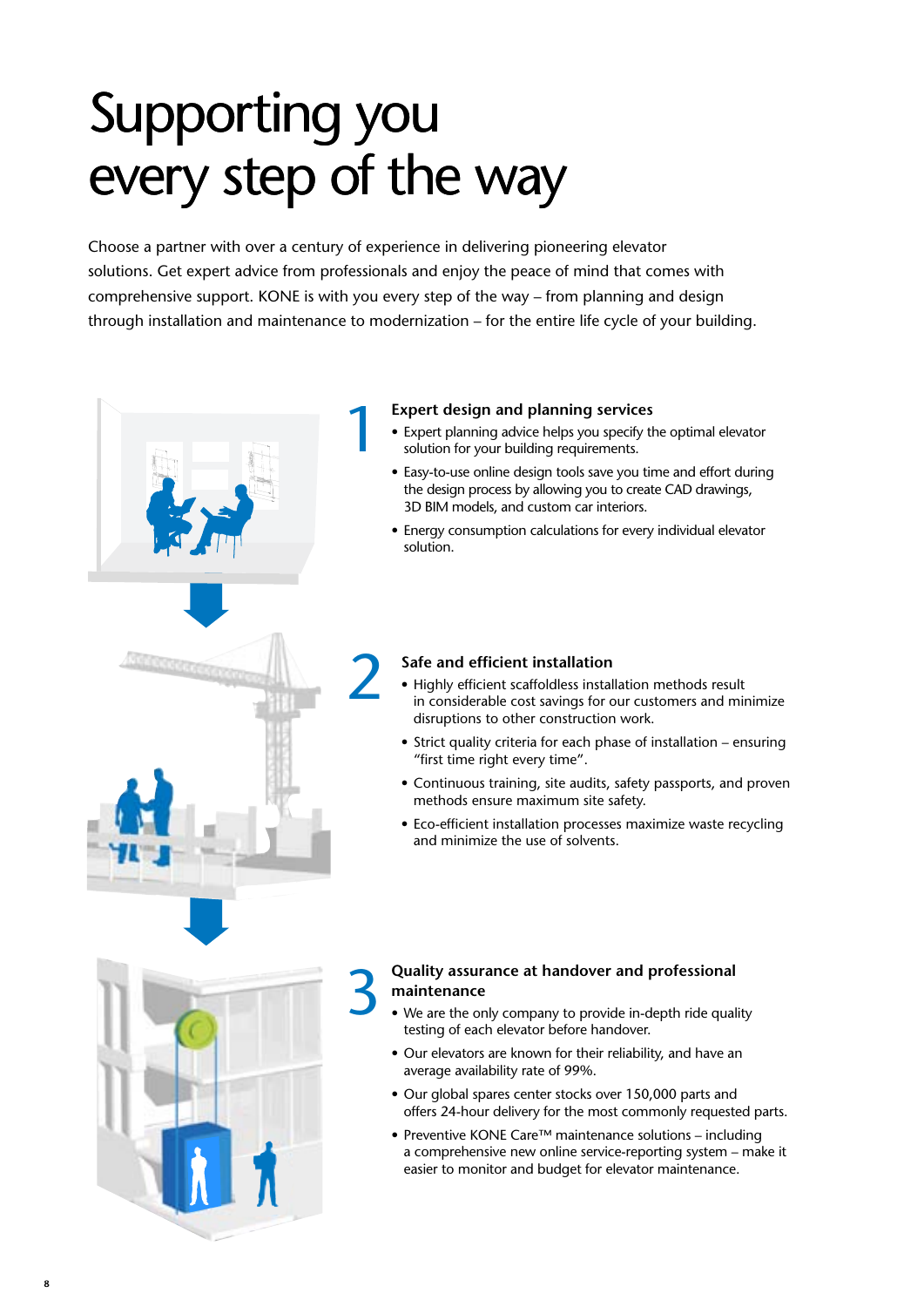# Supporting you every step of the way

Choose a partner with over a century of experience in delivering pioneering elevator solutions. Get expert advice from professionals and enjoy the peace of mind that comes with comprehensive support. KONE is with you every step of the way – from planning and design through installation and maintenance to modernization – for the entire life cycle of your building.

## 1 Expert design and planning services

- Expert planning advice helps you specify the optimal elevator solution for your building requirements.
- Easy-to-use online design tools save you time and effort during the design process by allowing you to create CAD drawings, 3D BIM models, and custom car interiors.
- Energy consumption calculations for every individual elevator solution.

## 2 Safe and efficient installation

- Highly efficient scaffoldless installation methods result in considerable cost savings for our customers and minimize disruptions to other construction work.
- Strict quality criteria for each phase of installation – ensuring "first time right every time".
- Continuous training, site audits, safety passports, and proven methods ensure maximum site safety.
- Eco-efficient installation processes maximize waste recycling and minimize the use of solvents.

## 3 Quality assurance at handover and professional maintenance

- We are the only company to provide in-depth ride quality testing of each elevator before handover.
- Our elevators are known for their reliability, and have an average availability rate of 99%.
- Our global spares center stocks over 150,000 parts and offers 24-hour delivery for the most commonly requested parts.
- Preventive KONE Care™ maintenance solutions – including a comprehensive new online service-reporting system – make it easier to monitor and budget for elevator maintenance.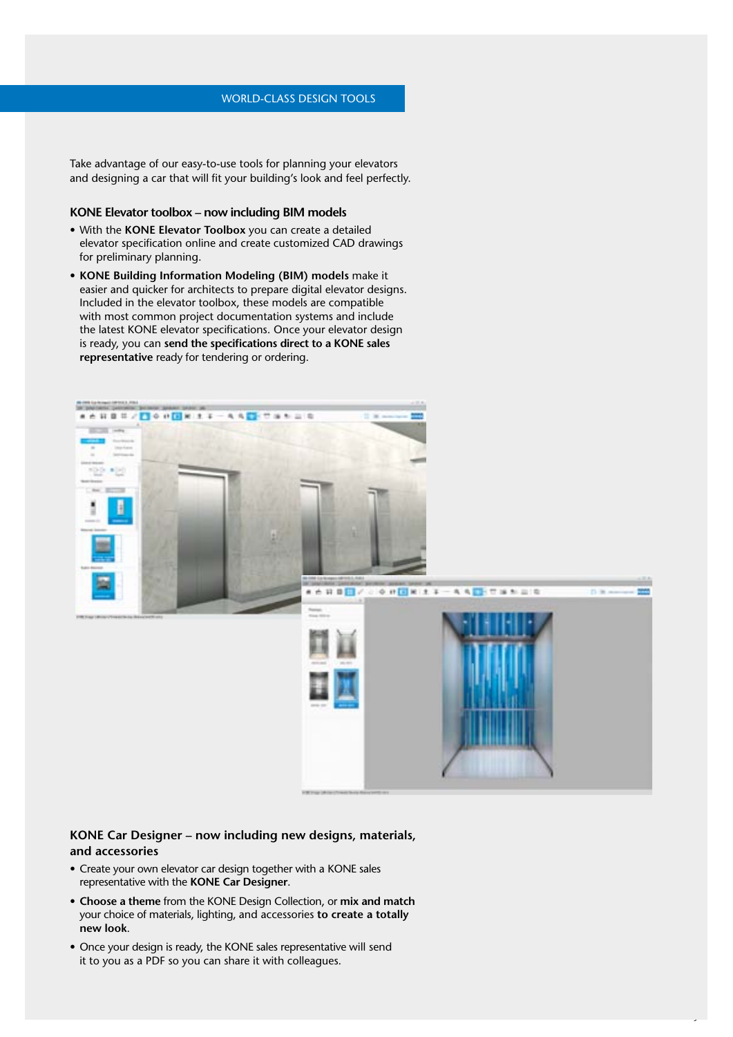## WORLD-CLASS DESIGN TOOLS

Take advantage of our easy-to-use tools for planning your elevators and designing a car that will fit your building's look and feel perfectly.

### KONE Elevator toolbox – now including BIM models

- With the **KONE Elevator Toolbox** you can create a detailed elevator specification online and create customized CAD drawings for preliminary planning.
- **KONE Building Information Modeling (BIM) models** make it easier and quicker for architects to prepare digital elevator designs. Included in the elevator toolbox, these models are compatible with most common project documentation systems and include the latest KONE elevator specifications. Once your elevator design is ready, you can **send the specifications direct to a KONE sales representative** ready for tendering or ordering.

### KONE Car Designer – now including new designs, materials, and accessories

- Create your own elevator car design together with a KONE sales representative with the **KONE Car Designer**.
- **Choose a theme** from the KONE Design Collection, or **mix and match** your choice of materials, lighting, and accessories **to create a totally new look**.
- Once your design is ready, the KONE sales representative will send it to you as a PDF so you can share it with colleagues.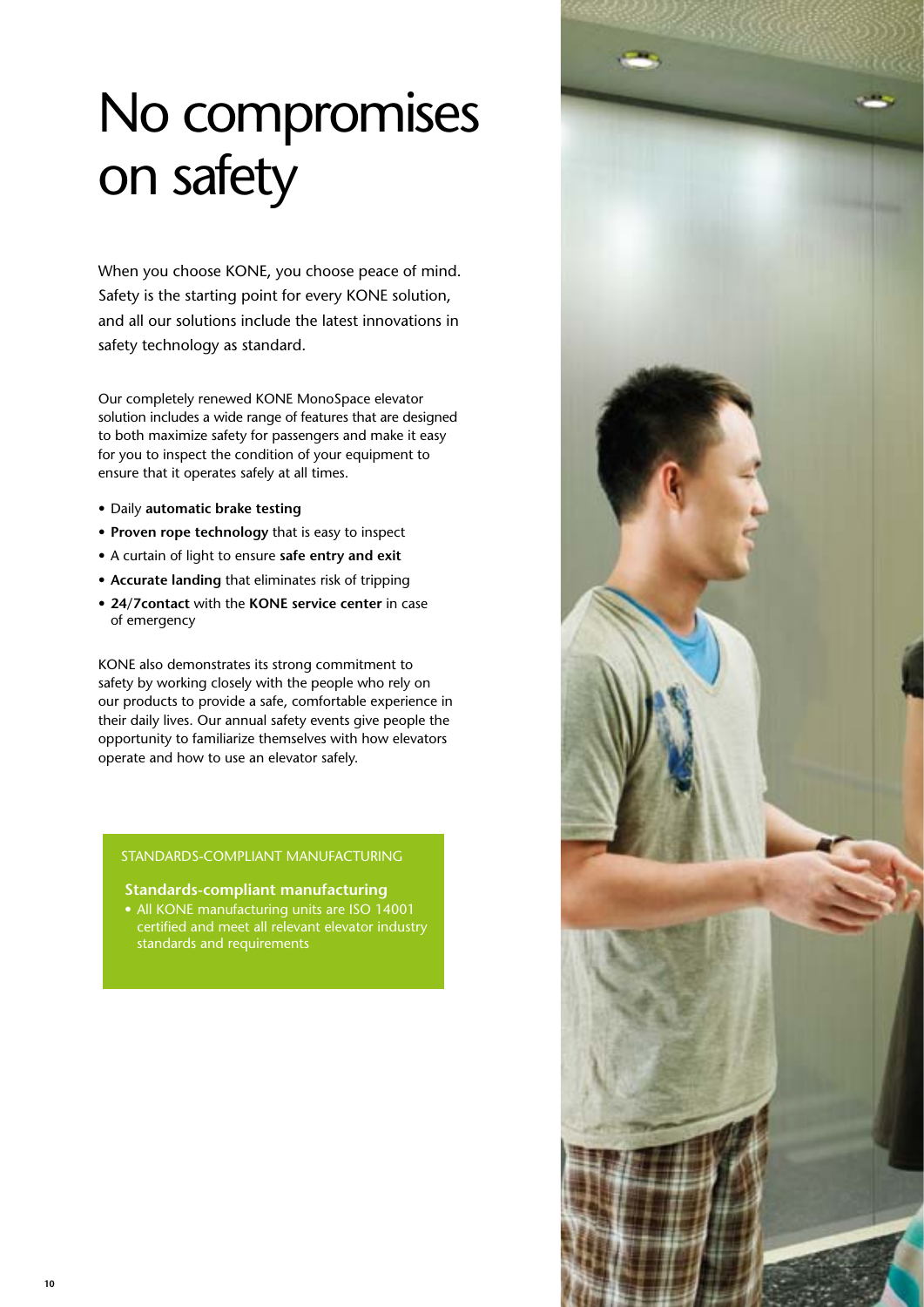# No compromises on safety

When you choose KONE, you choose peace of mind. Safety is the starting point for every KONE solution, and all our solutions include the latest innovations in safety technology as standard.

Our completely renewed KONE MonoSpace elevator solution includes a wide range of features that are designed to both maximize safety for passengers and make it easy for you to inspect the condition of your equipment to ensure that it operates safely at all times.

- Daily **automatic brake testing**
- **Proven rope technology** that is easy to inspect
- A curtain of light to ensure **safe entry and exit**
- **Accurate landing** that eliminates risk of tripping
- **24/7contact** with the **KONE service center** in case of emergency

KONE also demonstrates its strong commitment to safety by working closely with the people who rely on our products to provide a safe, comfortable experience in their daily lives. Our annual safety events give people the opportunity to familiarize themselves with how elevators operate and how to use an elevator safely.

STANDARDS-COMPLIANT MANUFACTURING

**Standards-compliant manufacturing**

- All KONE manufacturing units are ISO 14001 certified and meet all relevant elevator industry standards and requirements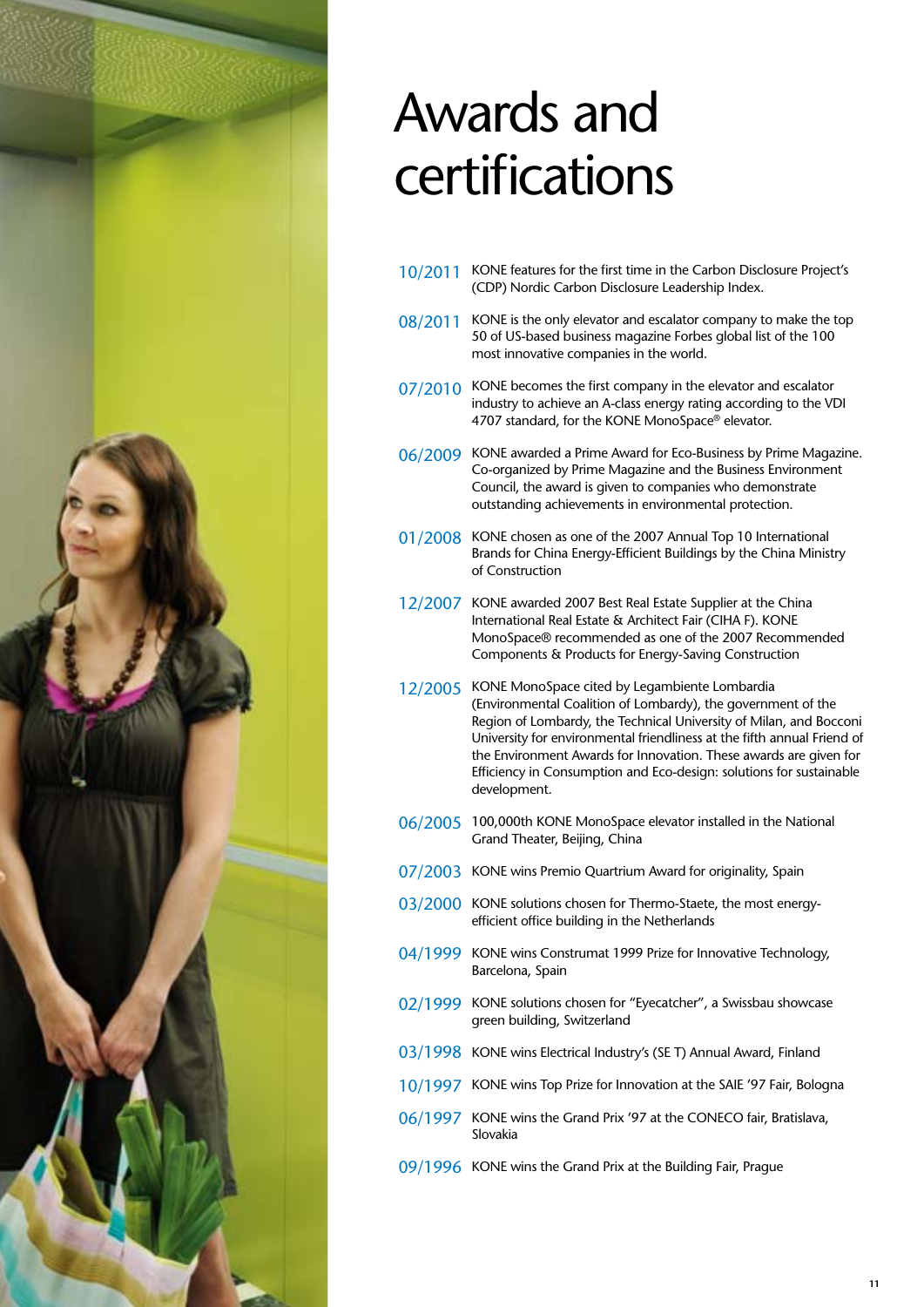# Awards and certifications

**10/2011** KONE features for the first time in the Carbon Disclosure Project's (CDP) Nordic Carbon Disclosure Leadership Index.

**08/2011** KONE is the only elevator and escalator company to make the top 50 of US-based business magazine Forbes global list of the 100 most innovative companies in the world.

**07/2010** KONE becomes the first company in the elevator and escalator industry to achieve an A-class energy rating according to the VDI 4707 standard, for the KONE MonoSpace® elevator.

**06/2009** KONE awarded a Prime Award for Eco-Business by Prime Magazine. Co-organized by Prime Magazine and the Business Environment Council, the award is given to companies who demonstrate outstanding achievements in environmental protection.

**01/2008** KONE chosen as one of the 2007 Annual Top 10 International Brands for China Energy-Efficient Buildings by the China Ministry of Construction

**12/2007** KONE awarded 2007 Best Real Estate Supplier at the China International Real Estate & Architect Fair (CIHA F). KONE MonoSpace® recommended as one of the 2007 Recommended Components & Products for Energy-Saving Construction

**12/2005** KONE MonoSpace cited by Legambiente Lombardia (Environmental Coalition of Lombardy), the government of the Region of Lombardy, the Technical University of Milan, and Bocconi University for environmental friendliness at the fifth annual Friend of the Environment Awards for Innovation. These awards are given for Efficiency in Consumption and Eco-design: solutions for sustainable development.

**06/2005** 100,000th KONE MonoSpace elevator installed in the National Grand Theater, Beijing, China

**07/2003** KONE wins Premio Quartrium Award for originality, Spain

**03/2000** KONE solutions chosen for Thermo-Staete, the most energy-efficient office building in the Netherlands

**04/1999** KONE wins Construmat 1999 Prize for Innovative Technology, Barcelona, Spain

**02/1999** KONE solutions chosen for "Eyecatcher", a Swissbau showcase green building, Switzerland

**03/1998** KONE wins Electrical Industry's (SE T) Annual Award, Finland

**10/1997** KONE wins Top Prize for Innovation at the SAIE '97 Fair, Bologna

**06/1997** KONE wins the Grand Prix '97 at the CONECO fair, Bratislava, Slovakia

**09/1996** KONE wins the Grand Prix at the Building Fair, Prague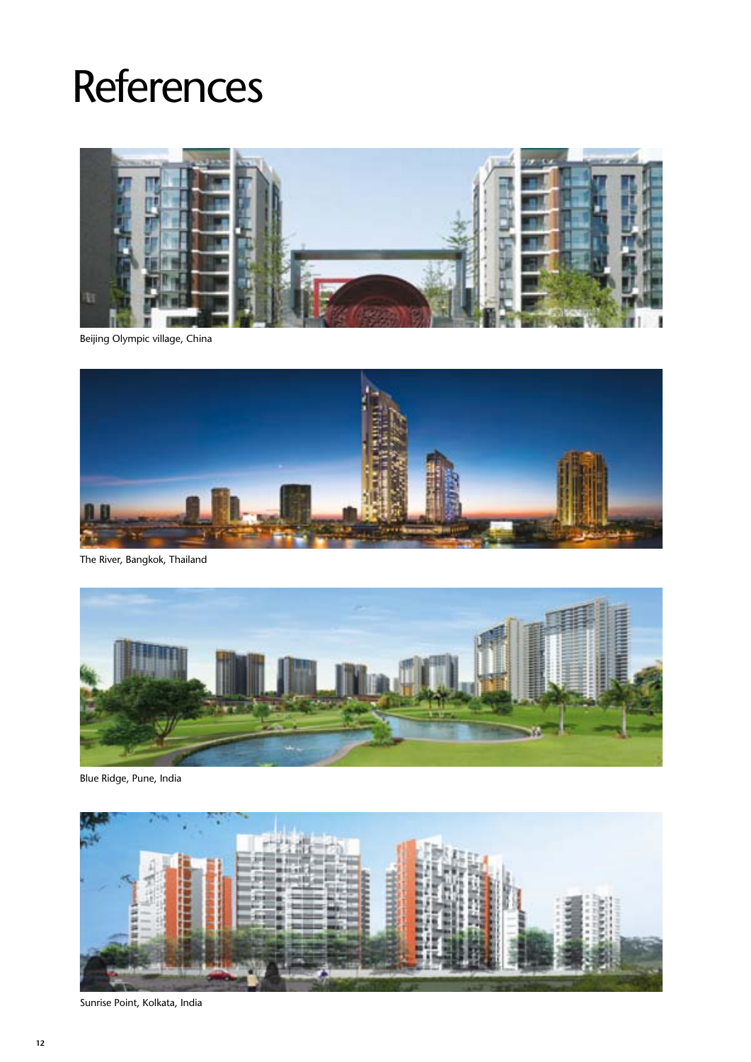# References

Beijing Olympic village, China

The River, Bangkok, Thailand

Blue Ridge, Pune, India

Sunrise Point, Kolkata, India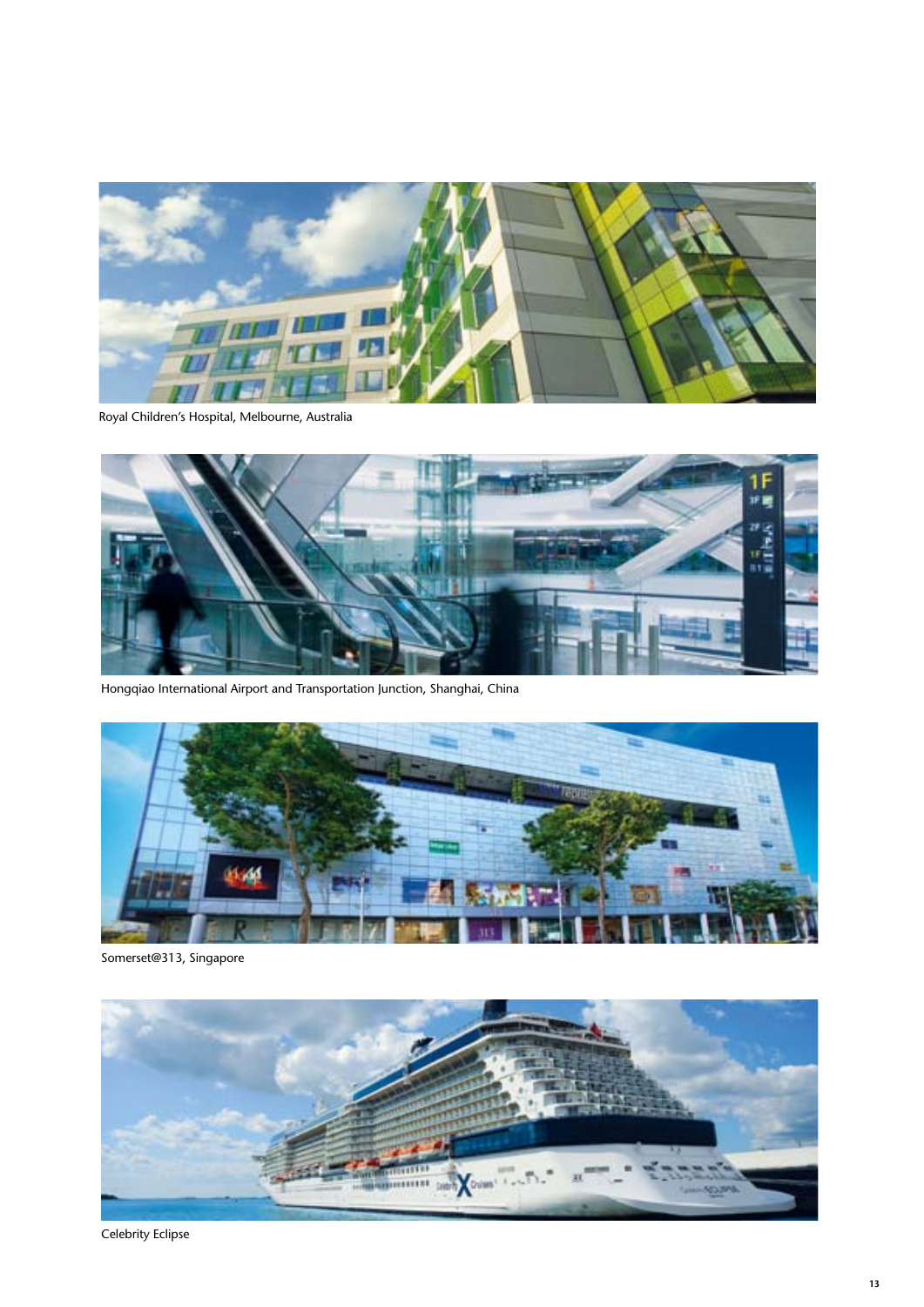Royal Children's Hospital, Melbourne, Australia

Hongqiao International Airport and Transportation Junction, Shanghai, China

Somerset@313, Singapore

Celebrity Eclipse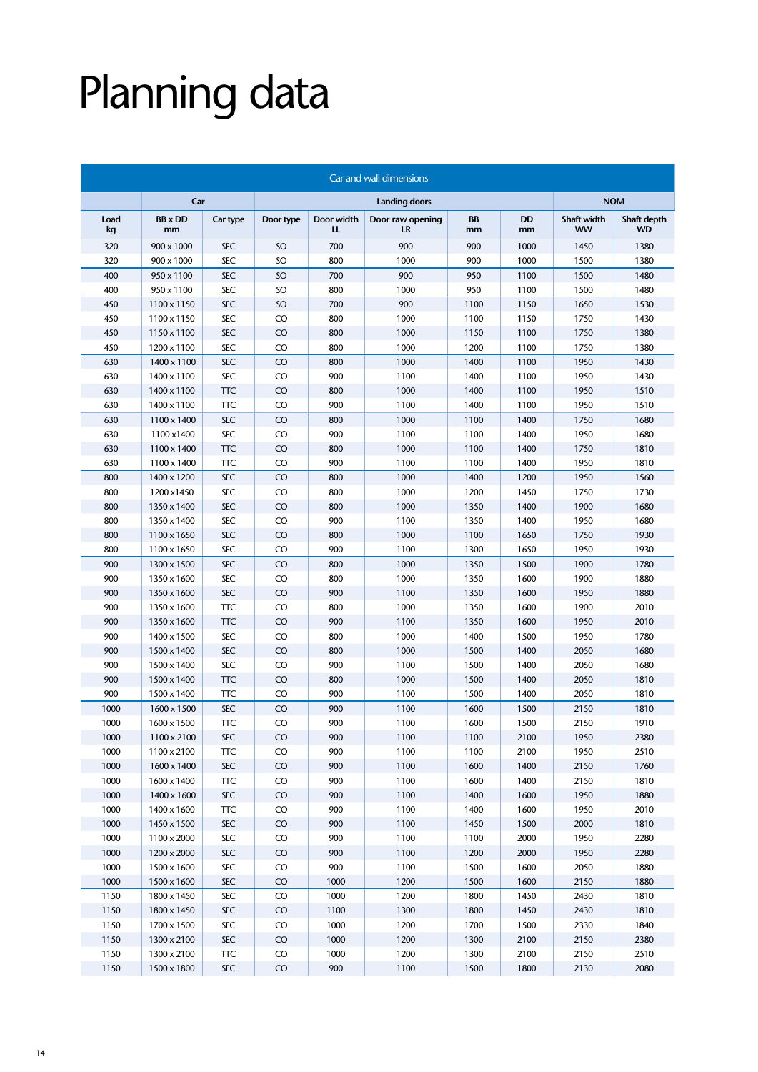# Planning data

| Car and wall dimensions | | | | | | | | | | |
|---|---|---|---|---|---|---|---|---|---|---|
| | Car | | Landing doors | | | | | | NOM | |
| Load kg | BB x DD mm | Car type | Door type | Door width LL | Door raw opening LR | BB mm | DD mm | | Shaft width WW | Shaft depth WD |
| 320 | 900 x 1000 | SEC | SO | 700 | 900 | 900 | 1000 | | 1450 | 1380 |
| 320 | 900 x 1000 | SEC | SO | 800 | 1000 | 900 | 1000 | | 1500 | 1380 |
| 400 | 950 x 1100 | SEC | SO | 700 | 900 | 950 | 1100 | | 1500 | 1480 |
| 400 | 950 x 1100 | SEC | SO | 800 | 1000 | 950 | 1100 | | 1500 | 1480 |
| 450 | 1100 x 1150 | SEC | SO | 700 | 900 | 1100 | 1150 | | 1650 | 1530 |
| 450 | 1100 x 1150 | SEC | CO | 800 | 1000 | 1100 | 1150 | | 1750 | 1430 |
| 450 | 1150 x 1100 | SEC | CO | 800 | 1000 | 1150 | 1100 | | 1750 | 1380 |
| 450 | 1200 x 1100 | SEC | CO | 800 | 1000 | 1200 | 1100 | | 1750 | 1380 |
| 630 | 1400 x 1100 | SEC | CO | 800 | 1000 | 1400 | 1100 | | 1950 | 1430 |
| 630 | 1400 x 1100 | SEC | CO | 900 | 1100 | 1400 | 1100 | | 1950 | 1430 |
| 630 | 1400 x 1100 | TTC | CO | 800 | 1000 | 1400 | 1100 | | 1950 | 1510 |
| 630 | 1400 x 1100 | TTC | CO | 900 | 1100 | 1400 | 1100 | | 1950 | 1510 |
| 630 | 1100 x 1400 | SEC | CO | 800 | 1000 | 1100 | 1400 | | 1750 | 1680 |
| 630 | 1100 x1400 | SEC | CO | 900 | 1100 | 1100 | 1400 | | 1950 | 1680 |
| 630 | 1100 x 1400 | TTC | CO | 800 | 1000 | 1100 | 1400 | | 1750 | 1810 |
| 630 | 1100 x 1400 | TTC | CO | 900 | 1100 | 1100 | 1400 | | 1950 | 1810 |
| 800 | 1400 x 1200 | SEC | CO | 800 | 1000 | 1400 | 1200 | | 1950 | 1560 |
| 800 | 1200 x1450 | SEC | CO | 800 | 1000 | 1200 | 1450 | | 1750 | 1730 |
| 800 | 1350 x 1400 | SEC | CO | 800 | 1000 | 1350 | 1400 | | 1900 | 1680 |
| 800 | 1350 x 1400 | SEC | CO | 900 | 1100 | 1350 | 1400 | | 1950 | 1680 |
| 800 | 1100 x 1650 | SEC | CO | 800 | 1000 | 1100 | 1650 | | 1750 | 1930 |
| 800 | 1100 x 1650 | SEC | CO | 900 | 1100 | 1300 | 1650 | | 1950 | 1930 |
| 900 | 1300 x 1500 | SEC | CO | 800 | 1000 | 1350 | 1500 | | 1900 | 1780 |
| 900 | 1350 x 1600 | SEC | CO | 800 | 1000 | 1350 | 1600 | | 1900 | 1880 |
| 900 | 1350 x 1600 | SEC | CO | 900 | 1100 | 1350 | 1600 | | 1950 | 1880 |
| 900 | 1350 x 1600 | TTC | CO | 800 | 1000 | 1350 | 1600 | | 1900 | 2010 |
| 900 | 1350 x 1600 | TTC | CO | 900 | 1100 | 1350 | 1600 | | 1950 | 2010 |
| 900 | 1400 x 1500 | SEC | CO | 800 | 1000 | 1400 | 1500 | | 1950 | 1780 |
| 900 | 1500 x 1400 | SEC | CO | 800 | 1000 | 1500 | 1400 | | 2050 | 1680 |
| 900 | 1500 x 1400 | SEC | CO | 900 | 1100 | 1500 | 1400 | | 2050 | 1680 |
| 900 | 1500 x 1400 | TTC | CO | 800 | 1000 | 1500 | 1400 | | 2050 | 1810 |
| 900 | 1500 x 1400 | TTC | CO | 900 | 1100 | 1500 | 1400 | | 2050 | 1810 |
| 1000 | 1600 x 1500 | SEC | CO | 900 | 1100 | 1600 | 1500 | | 2150 | 1810 |
| 1000 | 1600 x 1500 | TTC | CO | 900 | 1100 | 1600 | 1500 | | 2150 | 1910 |
| 1000 | 1100 x 2100 | SEC | CO | 900 | 1100 | 1100 | 2100 | | 1950 | 2380 |
| 1000 | 1100 x 2100 | TTC | CO | 900 | 1100 | 1100 | 2100 | | 1950 | 2510 |
| 1000 | 1600 x 1400 | SEC | CO | 900 | 1100 | 1600 | 1400 | | 2150 | 1760 |
| 1000 | 1600 x 1400 | TTC | CO | 900 | 1100 | 1600 | 1400 | | 2150 | 1810 |
| 1000 | 1400 x 1600 | SEC | CO | 900 | 1100 | 1400 | 1600 | | 1950 | 1880 |
| 1000 | 1400 x 1600 | TTC | CO | 900 | 1100 | 1400 | 1600 | | 1950 | 2010 |
| 1000 | 1450 x 1500 | SEC | CO | 900 | 1100 | 1450 | 1500 | | 2000 | 1810 |
| 1000 | 1100 x 2000 | SEC | CO | 900 | 1100 | 1100 | 2000 | | 1950 | 2280 |
| 1000 | 1200 x 2000 | SEC | CO | 900 | 1100 | 1200 | 2000 | | 1950 | 2280 |
| 1000 | 1500 x 1600 | SEC | CO | 900 | 1100 | 1500 | 1600 | | 2050 | 1880 |
| 1000 | 1500 x 1600 | SEC | CO | 1000 | 1200 | 1500 | 1600 | | 2150 | 1880 |
| 1150 | 1800 x 1450 | SEC | CO | 1000 | 1200 | 1800 | 1450 | | 2430 | 1810 |
| 1150 | 1800 x 1450 | SEC | CO | 1100 | 1300 | 1800 | 1450 | | 2430 | 1810 |
| 1150 | 1700 x 1500 | SEC | CO | 1000 | 1200 | 1700 | 1500 | | 2330 | 1840 |
| 1150 | 1300 x 2100 | SEC | CO | 1000 | 1200 | 1300 | 2100 | | 2150 | 2380 |
| 1150 | 1300 x 2100 | TTC | CO | 1000 | 1200 | 1300 | 2100 | | 2150 | 2510 |
| 1150 | 1500 x 1800 | SEC | CO | 900 | 1100 | 1500 | 1800 | | 2130 | 2080 |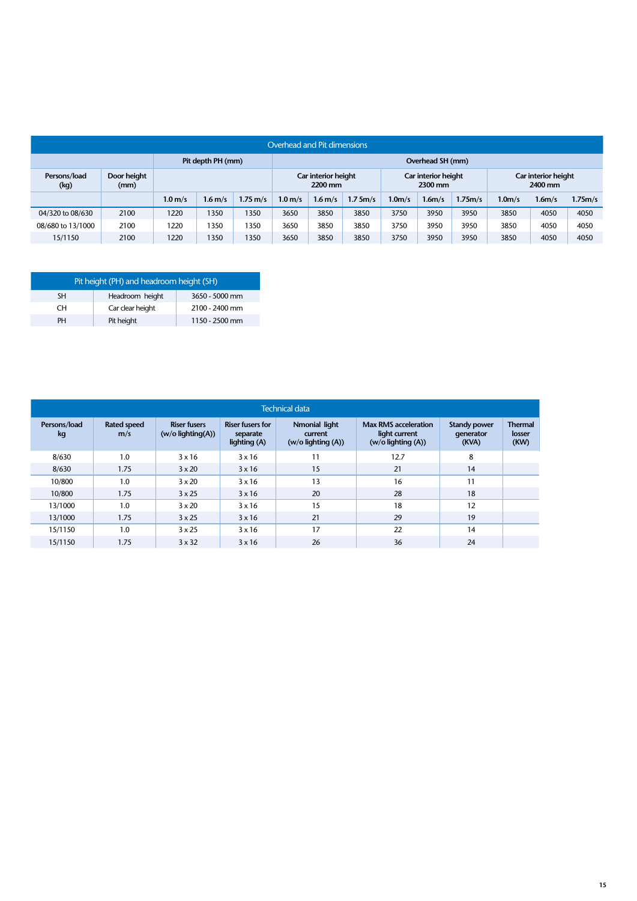## Overhead and Pit dimensions

| Persons/load (kg) | Door height (mm) | Pit depth PH (mm) | | | Overhead SH (mm) | | | | | | | | |
|---|---|---|---|---|---|---|---|---|---|---|---|---|---|
| | | | | | Car interior height 2200 mm | | | Car interior height 2300 mm | | | Car interior height 2400 mm | | |
| | | 1.0 m/s | 1.6 m/s | 1.75 m/s | 1.0 m/s | 1.6 m/s | 1.7 5m/s | 1.0m/s | 1.6m/s | 1.75m/s | 1.0m/s | 1.6m/s | 1.75m/s |
| 04/320 to 08/630 | 2100 | 1220 | 1350 | 1350 | 3650 | 3850 | 3850 | 3750 | 3950 | 3950 | 3850 | 4050 | 4050 |
| 08/680 to 13/1000 | 2100 | 1220 | 1350 | 1350 | 3650 | 3850 | 3850 | 3750 | 3950 | 3950 | 3850 | 4050 | 4050 |
| 15/1150 | 2100 | 1220 | 1350 | 1350 | 3650 | 3850 | 3850 | 3750 | 3950 | 3950 | 3850 | 4050 | 4050 |

## Pit height (PH) and headroom height (SH)

| | | |
|---|---|---|
| SH | Headroom height | 3650 - 5000 mm |
| CH | Car clear height | 2100 - 2400 mm |
| PH | Pit height | 1150 - 2500 mm |

## Technical data

| Persons/load kg | Rated speed m/s | Riser fusers (w/o lighting(A)) | Riser fusers for separate lighting (A) | Nmonial light current (w/o lighting (A)) | Max RMS acceleration light current (w/o lighting (A)) | Standy power generator (KVA) | Thermal losser (KW) |
|---|---|---|---|---|---|---|---|
| 8/630 | 1.0 | 3 x 16 | 3 x 16 | 11 | 12.7 | 8 | |
| 8/630 | 1.75 | 3 x 20 | 3 x 16 | 15 | 21 | 14 | |
| 10/800 | 1.0 | 3 x 20 | 3 x 16 | 13 | 16 | 11 | |
| 10/800 | 1.75 | 3 x 25 | 3 x 16 | 20 | 28 | 18 | |
| 13/1000 | 1.0 | 3 x 20 | 3 x 16 | 15 | 18 | 12 | |
| 13/1000 | 1.75 | 3 x 25 | 3 x 16 | 21 | 29 | 19 | |
| 15/1150 | 1.0 | 3 x 25 | 3 x 16 | 17 | 22 | 14 | |
| 15/1150 | 1.75 | 3 x 32 | 3 x 16 | 26 | 36 | 24 | |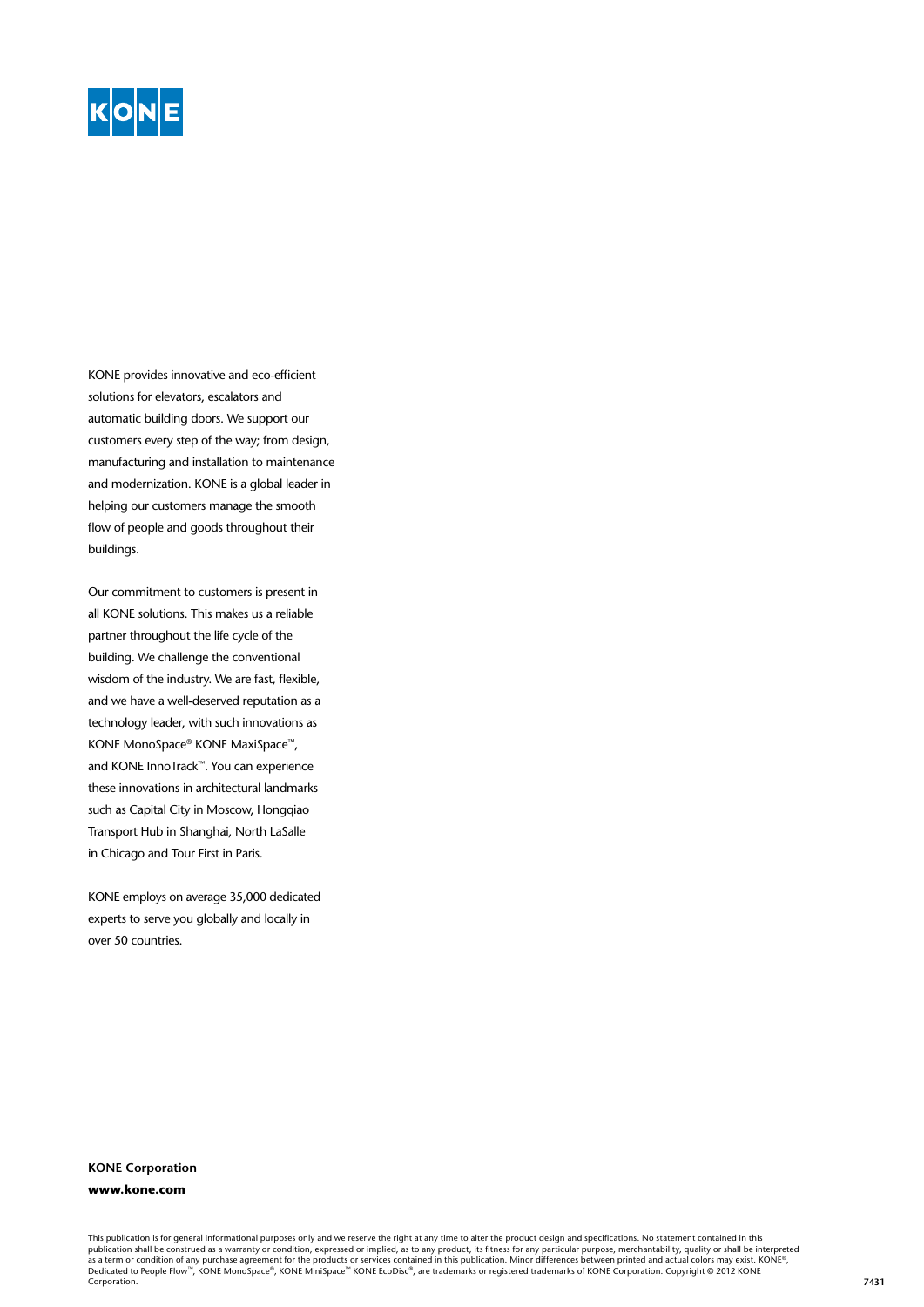KONE

KONE provides innovative and eco-efficient solutions for elevators, escalators and automatic building doors. We support our customers every step of the way; from design, manufacturing and installation to maintenance and modernization. KONE is a global leader in helping our customers manage the smooth flow of people and goods throughout their buildings.

Our commitment to customers is present in all KONE solutions. This makes us a reliable partner throughout the life cycle of the building. We challenge the conventional wisdom of the industry. We are fast, flexible, and we have a well-deserved reputation as a technology leader, with such innovations as KONE MonoSpace® KONE MaxiSpace™, and KONE InnoTrack™. You can experience these innovations in architectural landmarks such as Capital City in Moscow, Hongqiao Transport Hub in Shanghai, North LaSalle in Chicago and Tour First in Paris.

KONE employs on average 35,000 dedicated experts to serve you globally and locally in over 50 countries.

**KONE Corporation**
**www.kone.com**

This publication is for general informational purposes only and we reserve the right at any time to alter the product design and specifications. No statement contained in this publication shall be construed as a warranty or condition, expressed or implied, as to any product, its fitness for any particular purpose, merchantability, quality or shall be interpreted as a term or condition of any purchase agreement for the products or services contained in this publication. Minor differences between printed and actual colors may exist. KONE®, Dedicated to People Flow™, KONE MonoSpace®, KONE MiniSpace™ KONE EcoDisc®, are trademarks or registered trademarks of KONE Corporation. Copyright © 2012 KONE Corporation.

7431